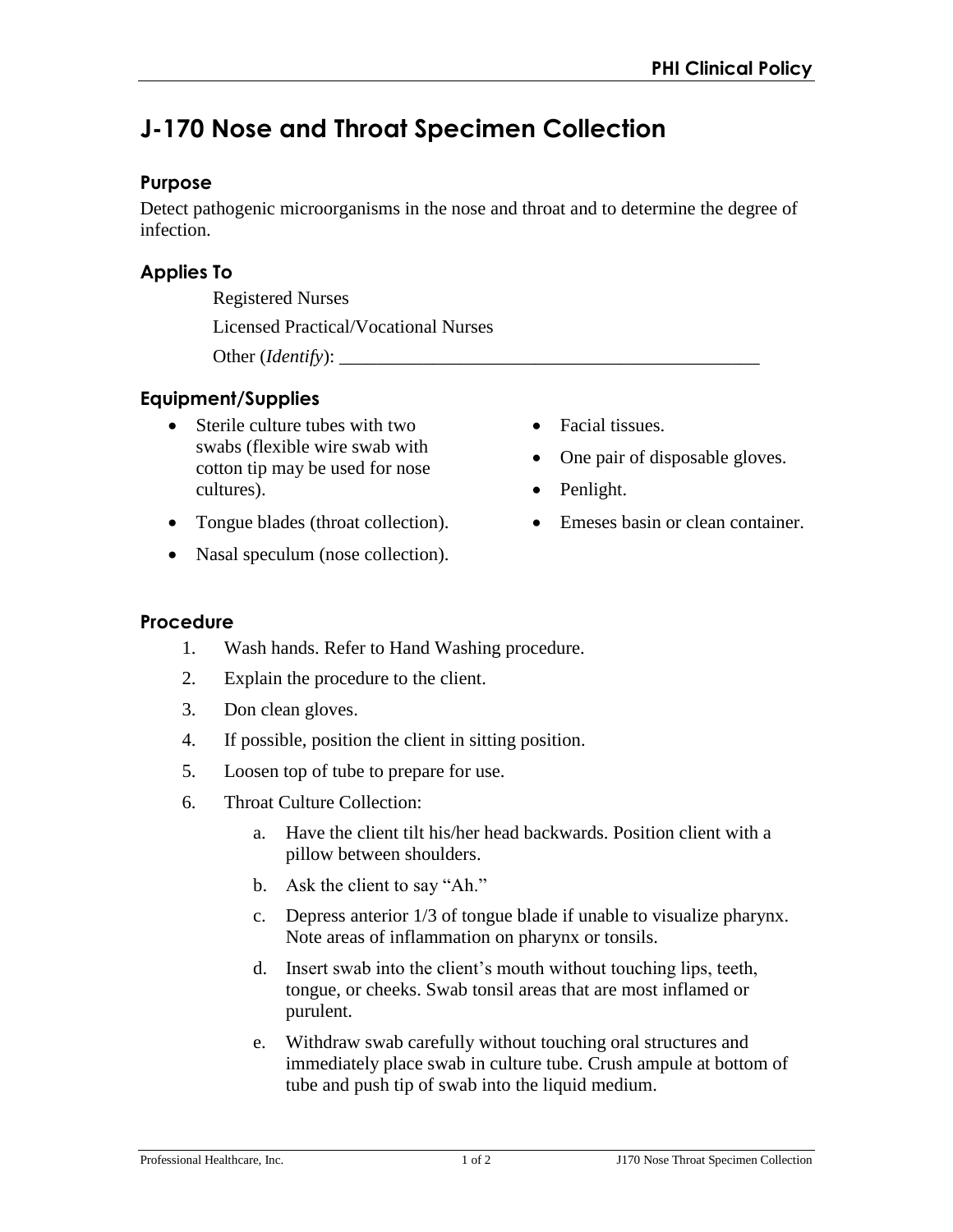# J-170 Nose and Throat Specimen Collection

## Purpose

Detect pathogenic microorganisms in the nose and throat and to determine the degree of infection.

## Applies To

Registered Nurses

Licensed Practical/Vocational Nurses

Other (*Identify*): ______________________________________________

## Equipment/Supplies

- Sterile culture tubes with two swabs (flexible wire swab with cotton tip may be used for nose cultures).
- Tongue blades (throat collection).
- Nasal speculum (nose collection).
- Facial tissues.
- One pair of disposable gloves.
- Penlight.
- Emeses basin or clean container.

## Procedure

1. Wash hands. Refer to Hand Washing procedure.
2. Explain the procedure to the client.
3. Don clean gloves.
4. If possible, position the client in sitting position.
5. Loosen top of tube to prepare for use.
6. Throat Culture Collection:
   a. Have the client tilt his/her head backwards. Position client with a pillow between shoulders.
   b. Ask the client to say "Ah."
   c. Depress anterior 1/3 of tongue blade if unable to visualize pharynx. Note areas of inflammation on pharynx or tonsils.
   d. Insert swab into the client's mouth without touching lips, teeth, tongue, or cheeks. Swab tonsil areas that are most inflamed or purulent.
   e. Withdraw swab carefully without touching oral structures and immediately place swab in culture tube. Crush ampule at bottom of tube and push tip of swab into the liquid medium.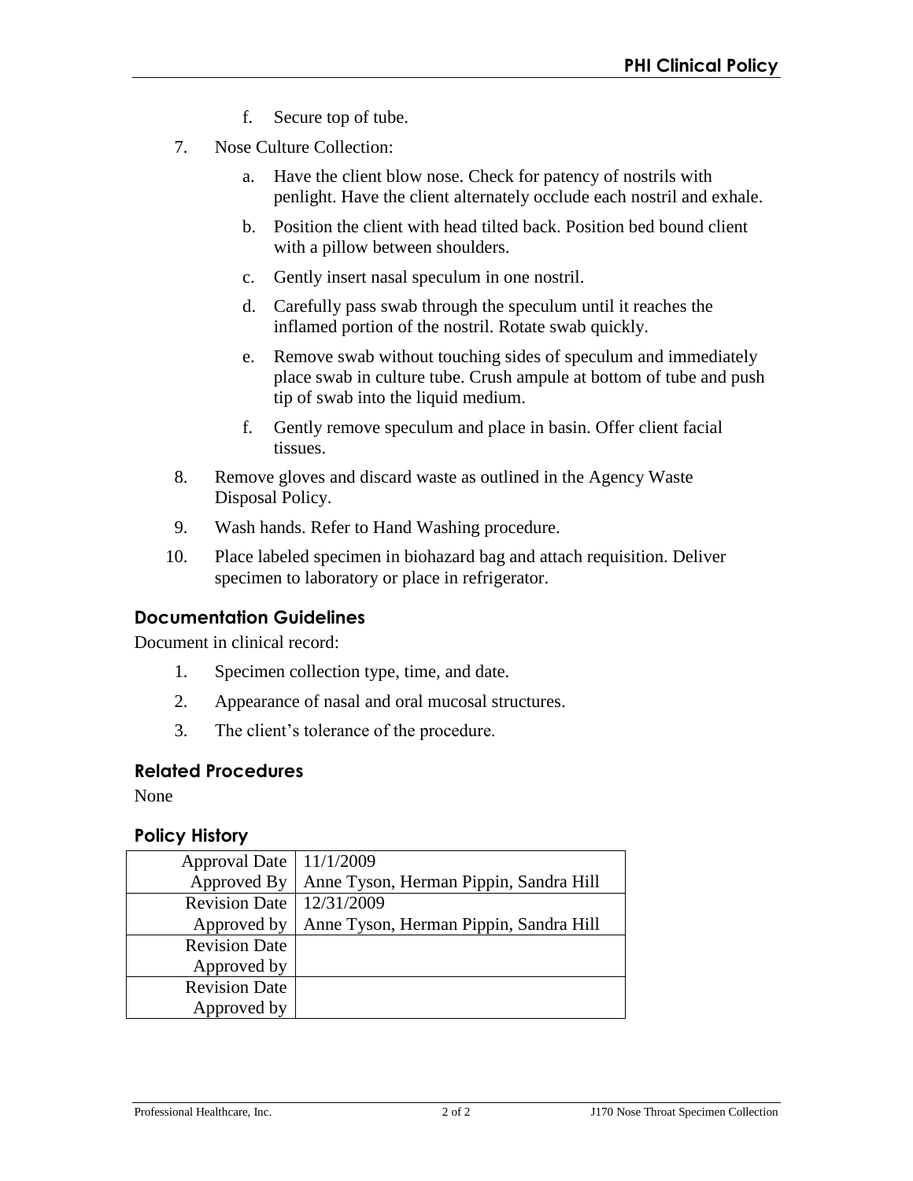f. Secure top of tube.

7. Nose Culture Collection:

   a. Have the client blow nose. Check for patency of nostrils with penlight. Have the client alternately occlude each nostril and exhale.

   b. Position the client with head tilted back. Position bed bound client with a pillow between shoulders.

   c. Gently insert nasal speculum in one nostril.

   d. Carefully pass swab through the speculum until it reaches the inflamed portion of the nostril. Rotate swab quickly.

   e. Remove swab without touching sides of speculum and immediately place swab in culture tube. Crush ampule at bottom of tube and push tip of swab into the liquid medium.

   f. Gently remove speculum and place in basin. Offer client facial tissues.

8. Remove gloves and discard waste as outlined in the Agency Waste Disposal Policy.

9. Wash hands. Refer to Hand Washing procedure.

10. Place labeled specimen in biohazard bag and attach requisition. Deliver specimen to laboratory or place in refrigerator.

## Documentation Guidelines

Document in clinical record:

1. Specimen collection type, time, and date.
2. Appearance of nasal and oral mucosal structures.
3. The client's tolerance of the procedure.

## Related Procedures

None

## Policy History

| | |
|---|---|
| Approval Date | 11/1/2009 |
| Approved By | Anne Tyson, Herman Pippin, Sandra Hill |
| Revision Date | 12/31/2009 |
| Approved by | Anne Tyson, Herman Pippin, Sandra Hill |
| Revision Date | |
| Approved by | |
| Revision Date | |
| Approved by | |